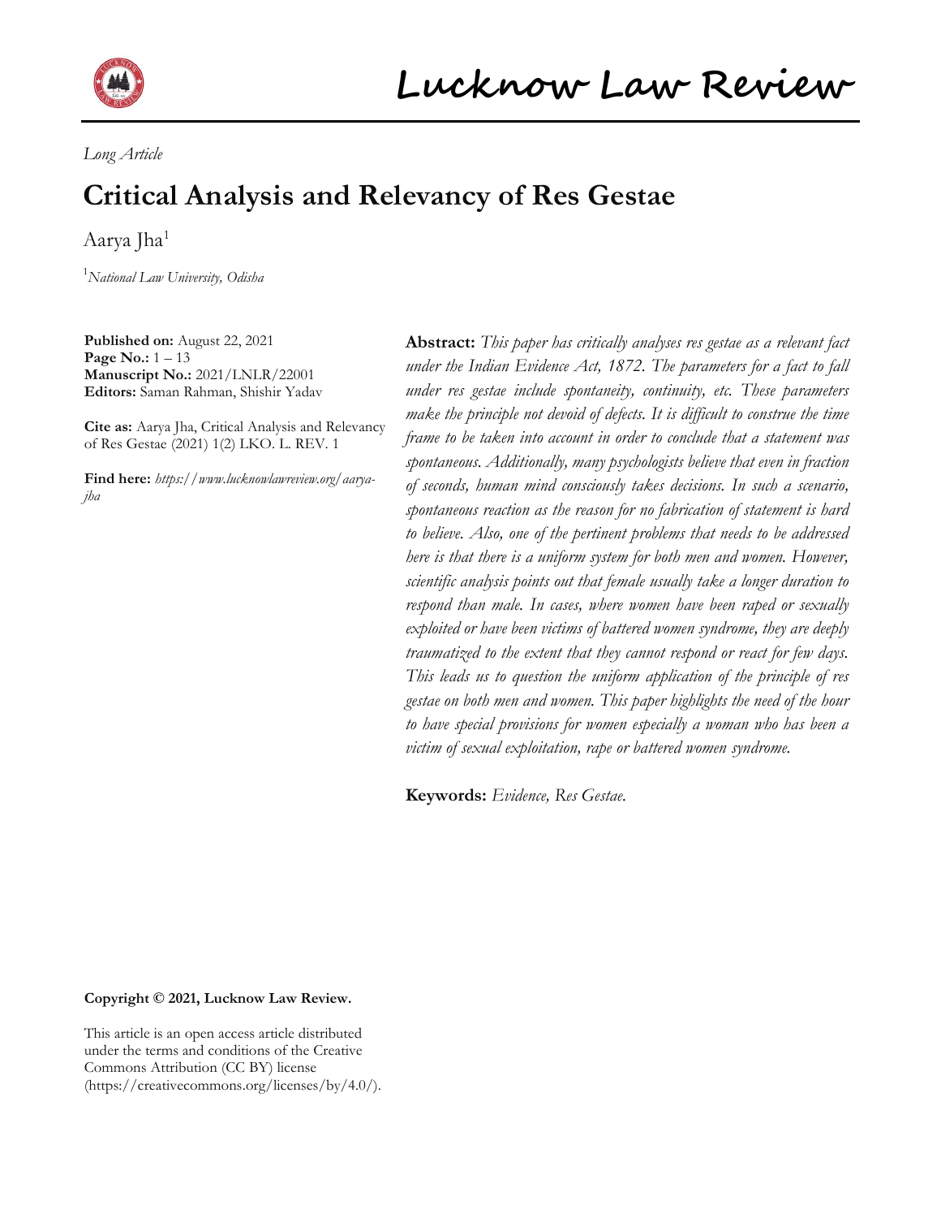*Long Article*

# Critical Analysis and Relevancy of Res Gestae

Aarya Jha[1]

[1]*National Law University, Odisha*

**Published on:** August 22, 2021
**Page No.:** 1 – 13
**Manuscript No.:** 2021/LNLR/22001
**Editors:** Saman Rahman, Shishir Yadav

**Cite as:** Aarya Jha, Critical Analysis and Relevancy of Res Gestae (2021) 1(2) LKO. L. REV. 1

**Find here:** *https://www.lucknowlawreview.org/aarya-jha*

**Abstract:** *This paper has critically analyses res gestae as a relevant fact under the Indian Evidence Act, 1872. The parameters for a fact to fall under res gestae include spontaneity, continuity, etc. These parameters make the principle not devoid of defects. It is difficult to construe the time frame to be taken into account in order to conclude that a statement was spontaneous. Additionally, many psychologists believe that even in fraction of seconds, human mind consciously takes decisions. In such a scenario, spontaneous reaction as the reason for no fabrication of statement is hard to believe. Also, one of the pertinent problems that needs to be addressed here is that there is a uniform system for both men and women. However, scientific analysis points out that female usually take a longer duration to respond than male. In cases, where women have been raped or sexually exploited or have been victims of battered women syndrome, they are deeply traumatized to the extent that they cannot respond or react for few days. This leads us to question the uniform application of the principle of res gestae on both men and women. This paper highlights the need of the hour to have special provisions for women especially a woman who has been a victim of sexual exploitation, rape or battered women syndrome.*

**Keywords:** *Evidence, Res Gestae.*

**Copyright © 2021, Lucknow Law Review.**

This article is an open access article distributed under the terms and conditions of the Creative Commons Attribution (CC BY) license (https://creativecommons.org/licenses/by/4.0/).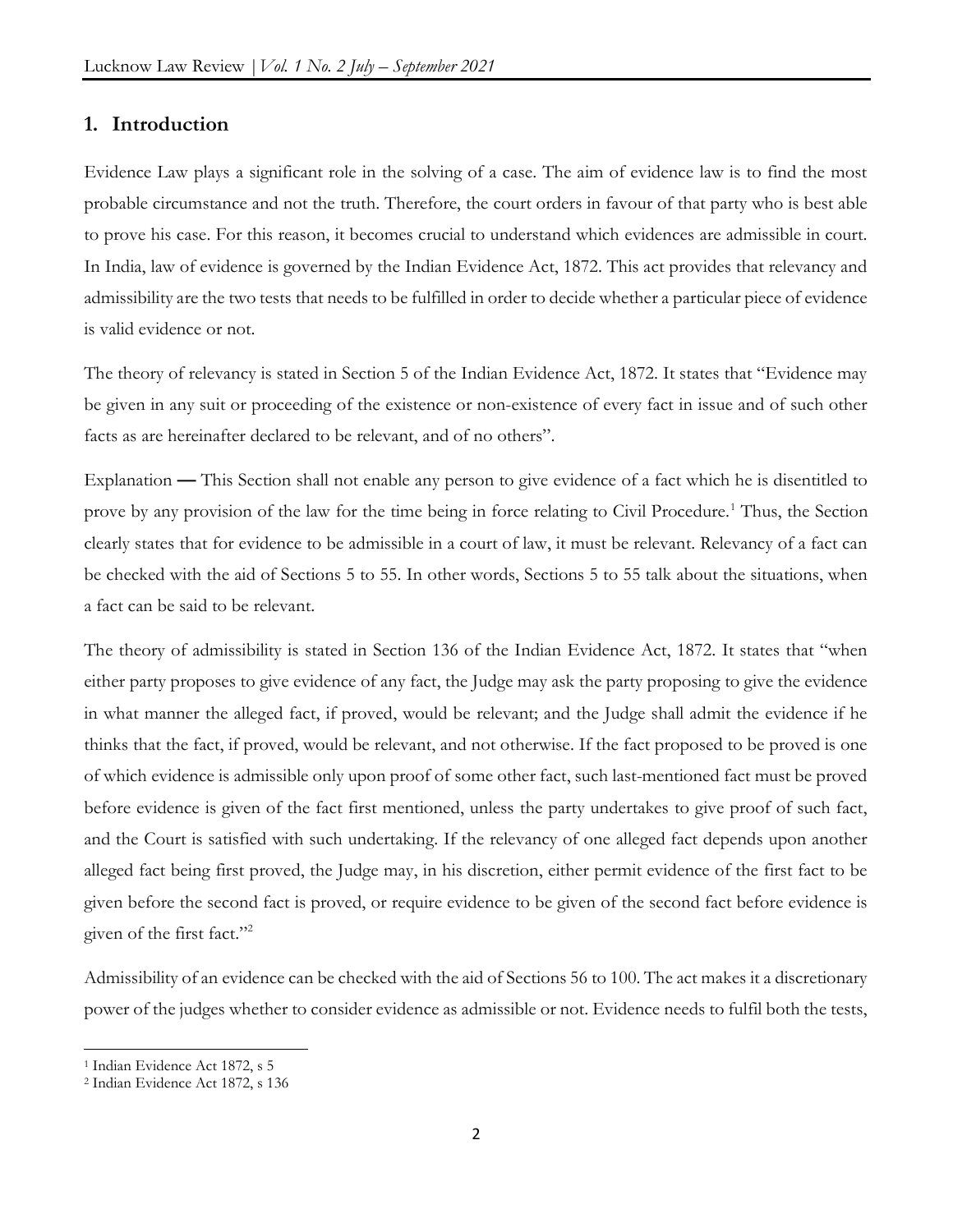## 1. Introduction

Evidence Law plays a significant role in the solving of a case. The aim of evidence law is to find the most probable circumstance and not the truth. Therefore, the court orders in favour of that party who is best able to prove his case. For this reason, it becomes crucial to understand which evidences are admissible in court. In India, law of evidence is governed by the Indian Evidence Act, 1872. This act provides that relevancy and admissibility are the two tests that needs to be fulfilled in order to decide whether a particular piece of evidence is valid evidence or not.

The theory of relevancy is stated in Section 5 of the Indian Evidence Act, 1872. It states that "Evidence may be given in any suit or proceeding of the existence or non-existence of every fact in issue and of such other facts as are hereinafter declared to be relevant, and of no others".

Explanation — This Section shall not enable any person to give evidence of a fact which he is disentitled to prove by any provision of the law for the time being in force relating to Civil Procedure.[1] Thus, the Section clearly states that for evidence to be admissible in a court of law, it must be relevant. Relevancy of a fact can be checked with the aid of Sections 5 to 55. In other words, Sections 5 to 55 talk about the situations, when a fact can be said to be relevant.

The theory of admissibility is stated in Section 136 of the Indian Evidence Act, 1872. It states that "when either party proposes to give evidence of any fact, the Judge may ask the party proposing to give the evidence in what manner the alleged fact, if proved, would be relevant; and the Judge shall admit the evidence if he thinks that the fact, if proved, would be relevant, and not otherwise. If the fact proposed to be proved is one of which evidence is admissible only upon proof of some other fact, such last-mentioned fact must be proved before evidence is given of the fact first mentioned, unless the party undertakes to give proof of such fact, and the Court is satisfied with such undertaking. If the relevancy of one alleged fact depends upon another alleged fact being first proved, the Judge may, in his discretion, either permit evidence of the first fact to be given before the second fact is proved, or require evidence to be given of the second fact before evidence is given of the first fact."[2]

Admissibility of an evidence can be checked with the aid of Sections 56 to 100. The act makes it a discretionary power of the judges whether to consider evidence as admissible or not. Evidence needs to fulfil both the tests,

---

[1] Indian Evidence Act 1872, s 5

[2] Indian Evidence Act 1872, s 136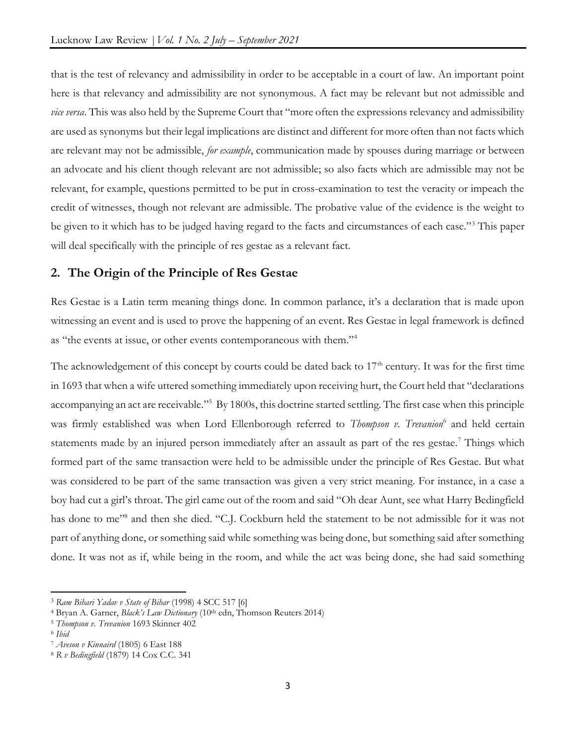that is the test of relevancy and admissibility in order to be acceptable in a court of law. An important point here is that relevancy and admissibility are not synonymous. A fact may be relevant but not admissible and *vice versa*. This was also held by the Supreme Court that "more often the expressions relevancy and admissibility are used as synonyms but their legal implications are distinct and different for more often than not facts which are relevant may not be admissible, *for example*, communication made by spouses during marriage or between an advocate and his client though relevant are not admissible; so also facts which are admissible may not be relevant, for example, questions permitted to be put in cross-examination to test the veracity or impeach the credit of witnesses, though not relevant are admissible. The probative value of the evidence is the weight to be given to it which has to be judged having regard to the facts and circumstances of each case."[3] This paper will deal specifically with the principle of res gestae as a relevant fact.

## 2. The Origin of the Principle of Res Gestae

Res Gestae is a Latin term meaning things done. In common parlance, it's a declaration that is made upon witnessing an event and is used to prove the happening of an event. Res Gestae in legal framework is defined as "the events at issue, or other events contemporaneous with them."[4]

The acknowledgement of this concept by courts could be dated back to 17th century. It was for the first time in 1693 that when a wife uttered something immediately upon receiving hurt, the Court held that "declarations accompanying an act are receivable."[5] By 1800s, this doctrine started settling. The first case when this principle was firmly established was when Lord Ellenborough referred to *Thompson v. Trevanion*[6] and held certain statements made by an injured person immediately after an assault as part of the res gestae.[7] Things which formed part of the same transaction were held to be admissible under the principle of Res Gestae. But what was considered to be part of the same transaction was given a very strict meaning. For instance, in a case a boy had cut a girl's throat. The girl came out of the room and said "Oh dear Aunt, see what Harry Bedingfield has done to me"[8] and then she died. "C.J. Cockburn held the statement to be not admissible for it was not part of anything done, or something said while something was being done, but something said after something done. It was not as if, while being in the room, and while the act was being done, she had said something

---

[3] *Ram Bihari Yadav v State of Bihar* (1998) 4 SCC 517 [6]

[4] Bryan A. Garner, *Black's Law Dictionary* (10th edn, Thomson Reuters 2014)

[5] *Thompson v. Trevanion* 1693 Skinner 402

[6] *Ibid*

[7] *Aveson v Kinnaird* (1805) 6 East 188

[8] *R v Bedingfield* (1879) 14 Cox C.C. 341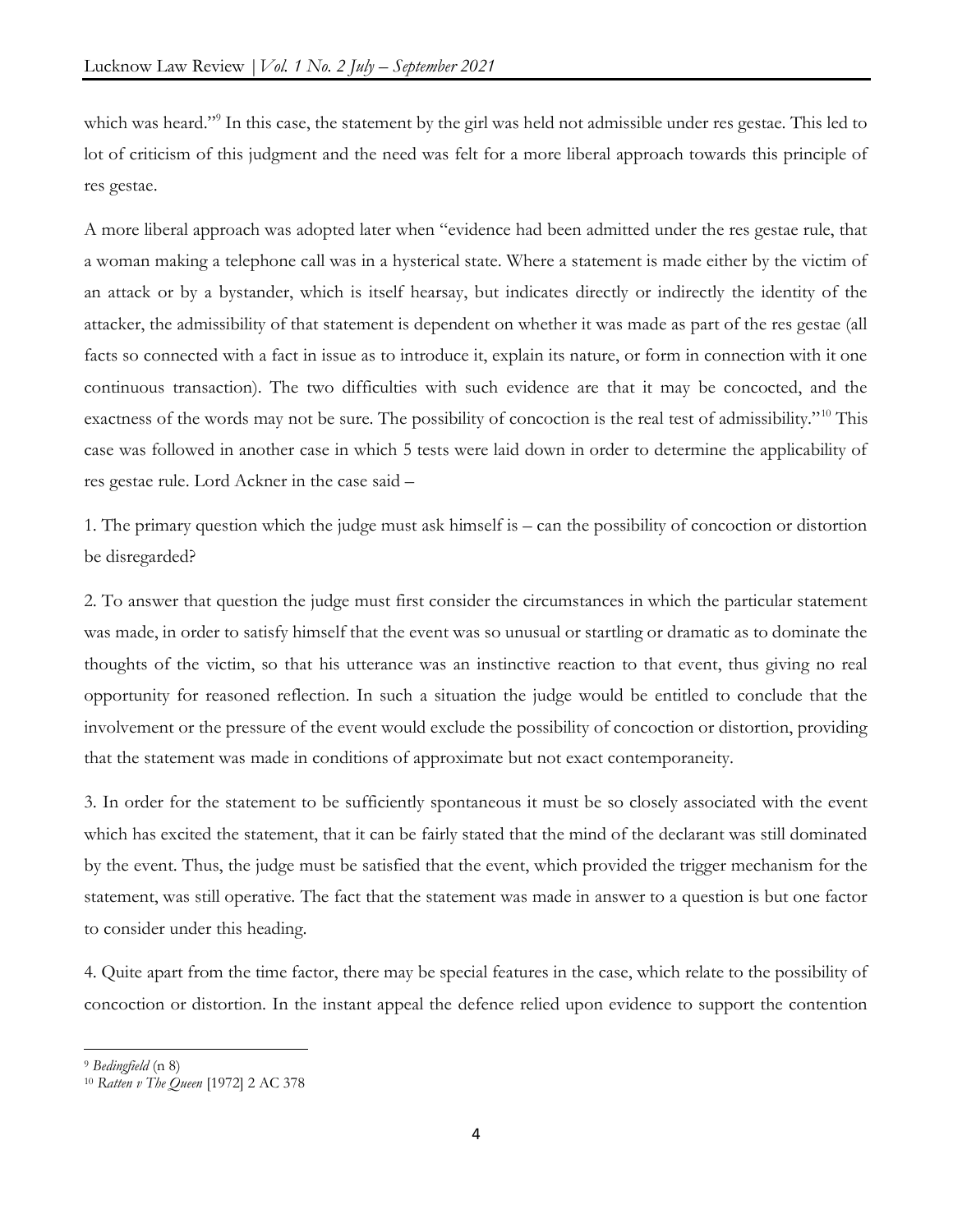which was heard."[9] In this case, the statement by the girl was held not admissible under res gestae. This led to lot of criticism of this judgment and the need was felt for a more liberal approach towards this principle of res gestae.

A more liberal approach was adopted later when "evidence had been admitted under the res gestae rule, that a woman making a telephone call was in a hysterical state. Where a statement is made either by the victim of an attack or by a bystander, which is itself hearsay, but indicates directly or indirectly the identity of the attacker, the admissibility of that statement is dependent on whether it was made as part of the res gestae (all facts so connected with a fact in issue as to introduce it, explain its nature, or form in connection with it one continuous transaction). The two difficulties with such evidence are that it may be concocted, and the exactness of the words may not be sure. The possibility of concoction is the real test of admissibility."[10] This case was followed in another case in which 5 tests were laid down in order to determine the applicability of res gestae rule. Lord Ackner in the case said –

1. The primary question which the judge must ask himself is – can the possibility of concoction or distortion be disregarded?

2. To answer that question the judge must first consider the circumstances in which the particular statement was made, in order to satisfy himself that the event was so unusual or startling or dramatic as to dominate the thoughts of the victim, so that his utterance was an instinctive reaction to that event, thus giving no real opportunity for reasoned reflection. In such a situation the judge would be entitled to conclude that the involvement or the pressure of the event would exclude the possibility of concoction or distortion, providing that the statement was made in conditions of approximate but not exact contemporaneity.

3. In order for the statement to be sufficiently spontaneous it must be so closely associated with the event which has excited the statement, that it can be fairly stated that the mind of the declarant was still dominated by the event. Thus, the judge must be satisfied that the event, which provided the trigger mechanism for the statement, was still operative. The fact that the statement was made in answer to a question is but one factor to consider under this heading.

4. Quite apart from the time factor, there may be special features in the case, which relate to the possibility of concoction or distortion. In the instant appeal the defence relied upon evidence to support the contention

---

[9] *Bedingfield* (n 8)

[10] *Ratten v The Queen* [1972] 2 AC 378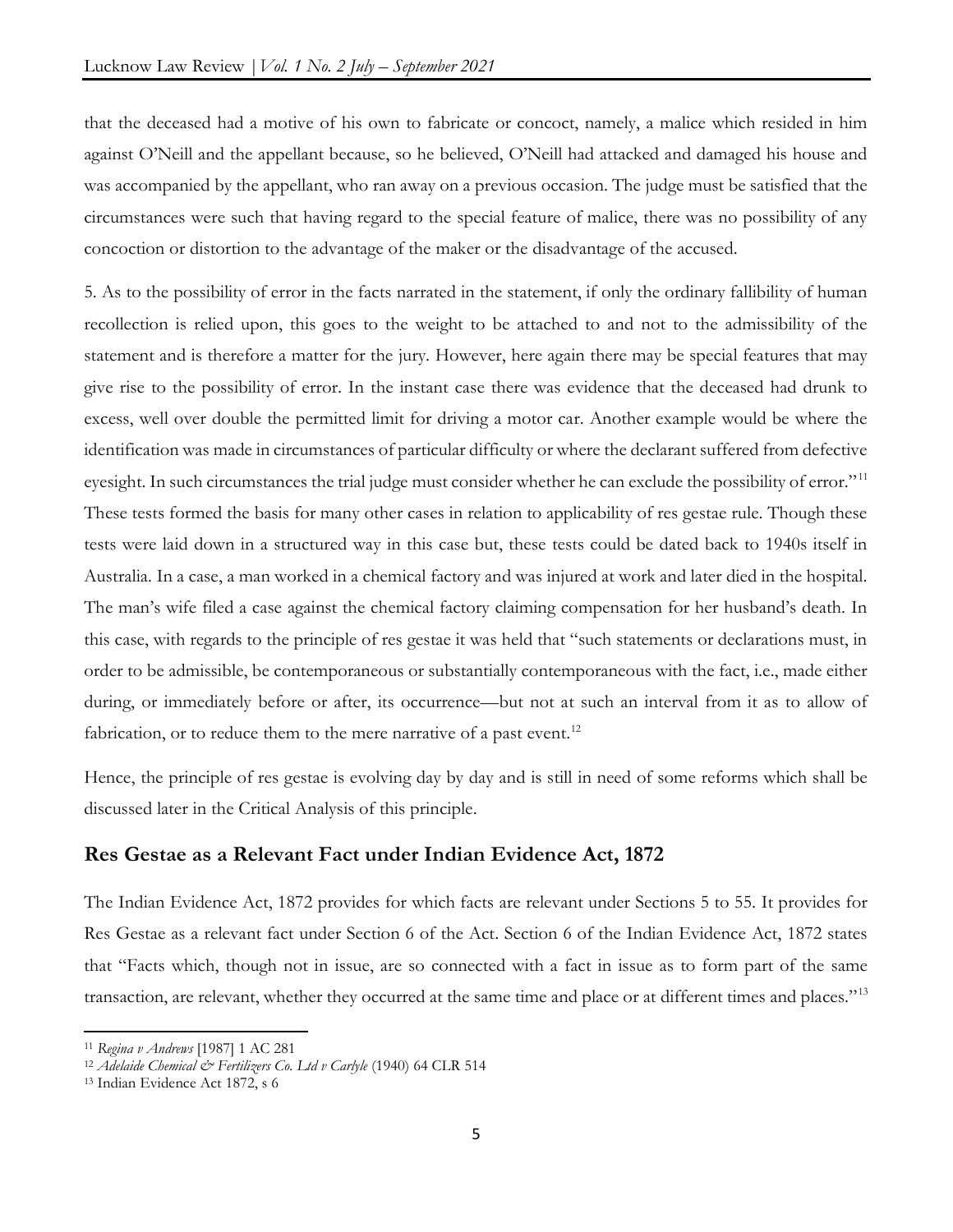that the deceased had a motive of his own to fabricate or concoct, namely, a malice which resided in him against O'Neill and the appellant because, so he believed, O'Neill had attacked and damaged his house and was accompanied by the appellant, who ran away on a previous occasion. The judge must be satisfied that the circumstances were such that having regard to the special feature of malice, there was no possibility of any concoction or distortion to the advantage of the maker or the disadvantage of the accused.

5. As to the possibility of error in the facts narrated in the statement, if only the ordinary fallibility of human recollection is relied upon, this goes to the weight to be attached to and not to the admissibility of the statement and is therefore a matter for the jury. However, here again there may be special features that may give rise to the possibility of error. In the instant case there was evidence that the deceased had drunk to excess, well over double the permitted limit for driving a motor car. Another example would be where the identification was made in circumstances of particular difficulty or where the declarant suffered from defective eyesight. In such circumstances the trial judge must consider whether he can exclude the possibility of error."[11] These tests formed the basis for many other cases in relation to applicability of res gestae rule. Though these tests were laid down in a structured way in this case but, these tests could be dated back to 1940s itself in Australia. In a case, a man worked in a chemical factory and was injured at work and later died in the hospital. The man's wife filed a case against the chemical factory claiming compensation for her husband's death. In this case, with regards to the principle of res gestae it was held that "such statements or declarations must, in order to be admissible, be contemporaneous or substantially contemporaneous with the fact, i.e., made either during, or immediately before or after, its occurrence—but not at such an interval from it as to allow of fabrication, or to reduce them to the mere narrative of a past event.[12]

Hence, the principle of res gestae is evolving day by day and is still in need of some reforms which shall be discussed later in the Critical Analysis of this principle.

## Res Gestae as a Relevant Fact under Indian Evidence Act, 1872

The Indian Evidence Act, 1872 provides for which facts are relevant under Sections 5 to 55. It provides for Res Gestae as a relevant fact under Section 6 of the Act. Section 6 of the Indian Evidence Act, 1872 states that "Facts which, though not in issue, are so connected with a fact in issue as to form part of the same transaction, are relevant, whether they occurred at the same time and place or at different times and places."[13]

---

[11] *Regina v Andrews* [1987] 1 AC 281

[12] *Adelaide Chemical & Fertilizers Co. Ltd v Carlyle* (1940) 64 CLR 514

[13] Indian Evidence Act 1872, s 6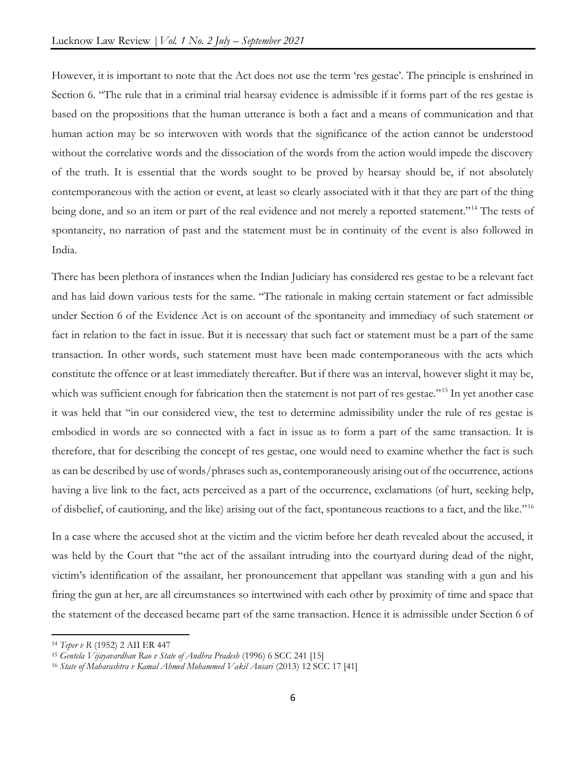However, it is important to note that the Act does not use the term 'res gestae'. The principle is enshrined in Section 6. "The rule that in a criminal trial hearsay evidence is admissible if it forms part of the res gestae is based on the propositions that the human utterance is both a fact and a means of communication and that human action may be so interwoven with words that the significance of the action cannot be understood without the correlative words and the dissociation of the words from the action would impede the discovery of the truth. It is essential that the words sought to be proved by hearsay should be, if not absolutely contemporaneous with the action or event, at least so clearly associated with it that they are part of the thing being done, and so an item or part of the real evidence and not merely a reported statement."[14] The tests of spontaneity, no narration of past and the statement must be in continuity of the event is also followed in India.

There has been plethora of instances when the Indian Judiciary has considered res gestae to be a relevant fact and has laid down various tests for the same. "The rationale in making certain statement or fact admissible under Section 6 of the Evidence Act is on account of the spontaneity and immediacy of such statement or fact in relation to the fact in issue. But it is necessary that such fact or statement must be a part of the same transaction. In other words, such statement must have been made contemporaneous with the acts which constitute the offence or at least immediately thereafter. But if there was an interval, however slight it may be, which was sufficient enough for fabrication then the statement is not part of res gestae."[15] In yet another case it was held that "in our considered view, the test to determine admissibility under the rule of res gestae is embodied in words are so connected with a fact in issue as to form a part of the same transaction. It is therefore, that for describing the concept of res gestae, one would need to examine whether the fact is such as can be described by use of words/phrases such as, contemporaneously arising out of the occurrence, actions having a live link to the fact, acts perceived as a part of the occurrence, exclamations (of hurt, seeking help, of disbelief, of cautioning, and the like) arising out of the fact, spontaneous reactions to a fact, and the like."[16]

In a case where the accused shot at the victim and the victim before her death revealed about the accused, it was held by the Court that "the act of the assailant intruding into the courtyard during dead of the night, victim's identification of the assailant, her pronouncement that appellant was standing with a gun and his firing the gun at her, are all circumstances so intertwined with each other by proximity of time and space that the statement of the deceased became part of the same transaction. Hence it is admissible under Section 6 of

---

[14] *Teper v R* (1952) 2 All ER 447

[15] *Gentela Vijayavardhan Rao v State of Andhra Pradesh* (1996) 6 SCC 241 [15]

[16] *State of Maharashtra v Kamal Ahmed Mohammed Vakil Ansari* (2013) 12 SCC 17 [41]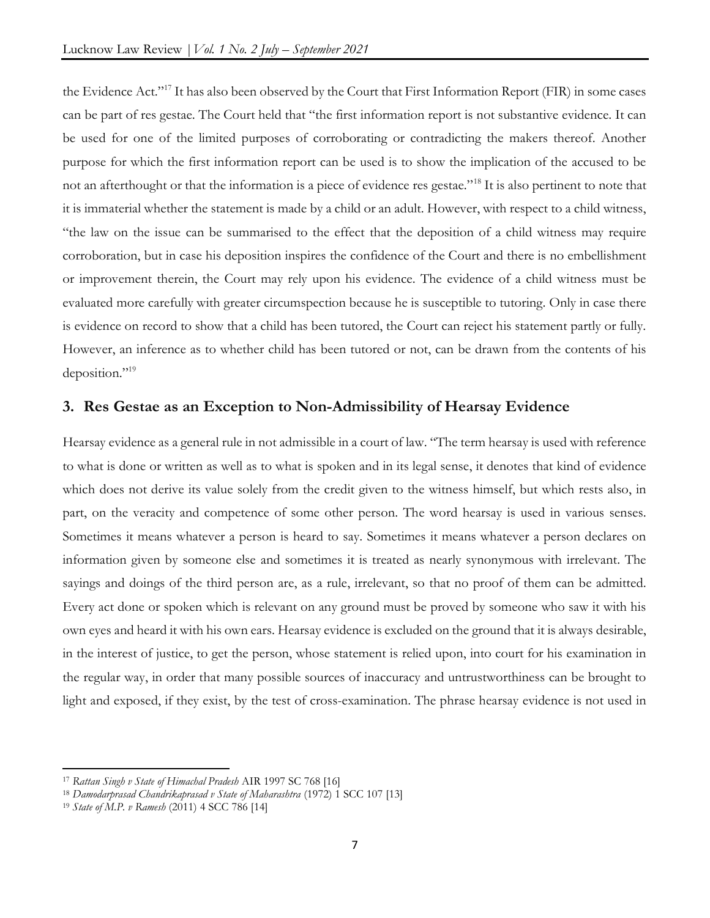the Evidence Act."[17] It has also been observed by the Court that First Information Report (FIR) in some cases can be part of res gestae. The Court held that "the first information report is not substantive evidence. It can be used for one of the limited purposes of corroborating or contradicting the makers thereof. Another purpose for which the first information report can be used is to show the implication of the accused to be not an afterthought or that the information is a piece of evidence res gestae."[18] It is also pertinent to note that it is immaterial whether the statement is made by a child or an adult. However, with respect to a child witness, "the law on the issue can be summarised to the effect that the deposition of a child witness may require corroboration, but in case his deposition inspires the confidence of the Court and there is no embellishment or improvement therein, the Court may rely upon his evidence. The evidence of a child witness must be evaluated more carefully with greater circumspection because he is susceptible to tutoring. Only in case there is evidence on record to show that a child has been tutored, the Court can reject his statement partly or fully. However, an inference as to whether child has been tutored or not, can be drawn from the contents of his deposition."[19]

## 3. Res Gestae as an Exception to Non-Admissibility of Hearsay Evidence

Hearsay evidence as a general rule in not admissible in a court of law. "The term hearsay is used with reference to what is done or written as well as to what is spoken and in its legal sense, it denotes that kind of evidence which does not derive its value solely from the credit given to the witness himself, but which rests also, in part, on the veracity and competence of some other person. The word hearsay is used in various senses. Sometimes it means whatever a person is heard to say. Sometimes it means whatever a person declares on information given by someone else and sometimes it is treated as nearly synonymous with irrelevant. The sayings and doings of the third person are, as a rule, irrelevant, so that no proof of them can be admitted. Every act done or spoken which is relevant on any ground must be proved by someone who saw it with his own eyes and heard it with his own ears. Hearsay evidence is excluded on the ground that it is always desirable, in the interest of justice, to get the person, whose statement is relied upon, into court for his examination in the regular way, in order that many possible sources of inaccuracy and untrustworthiness can be brought to light and exposed, if they exist, by the test of cross-examination. The phrase hearsay evidence is not used in

---

[17] *Rattan Singh v State of Himachal Pradesh* AIR 1997 SC 768 [16]

[18] *Damodarprasad Chandrikaprasad v State of Maharashtra* (1972) 1 SCC 107 [13]

[19] *State of M.P. v Ramesh* (2011) 4 SCC 786 [14]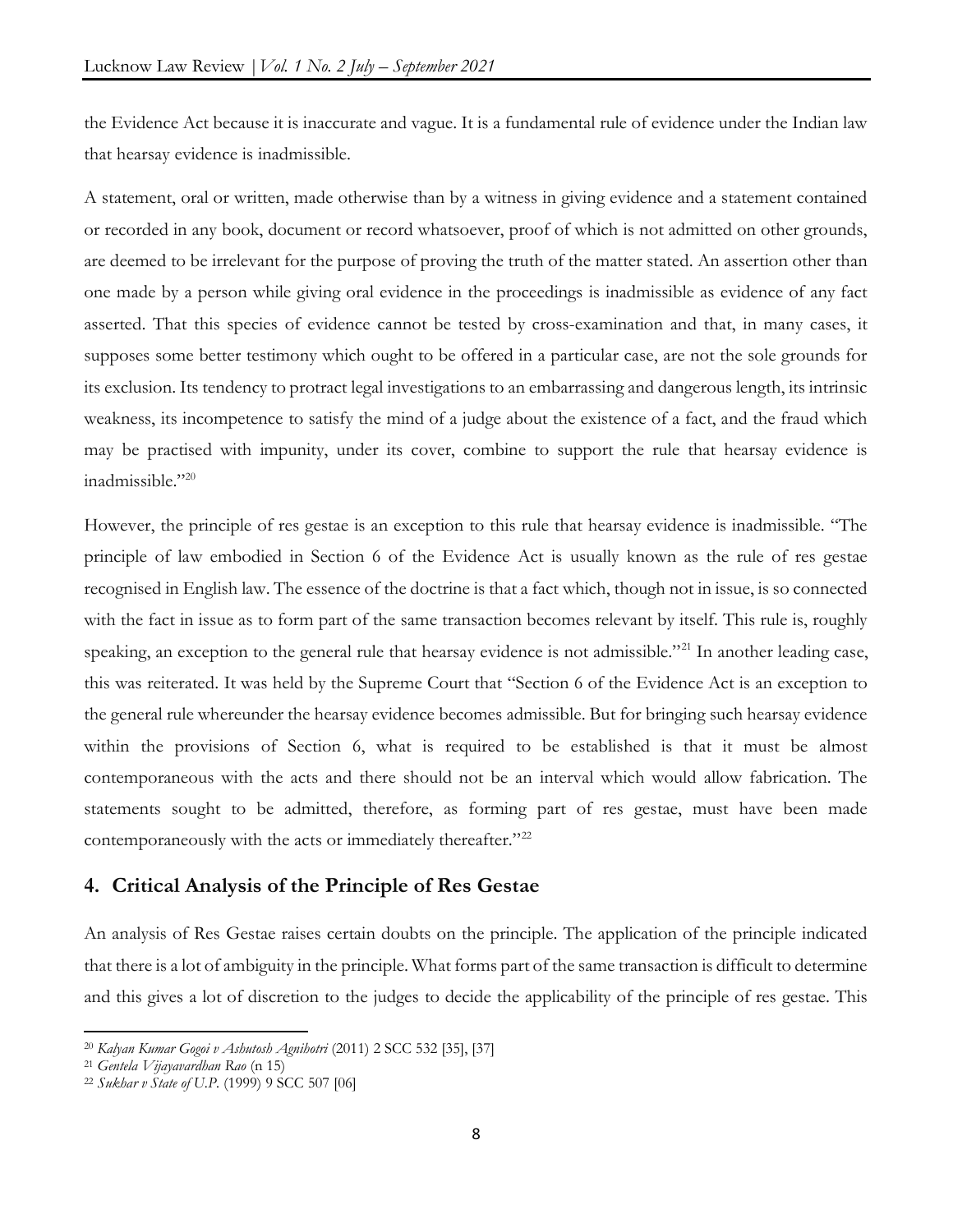the Evidence Act because it is inaccurate and vague. It is a fundamental rule of evidence under the Indian law that hearsay evidence is inadmissible.

A statement, oral or written, made otherwise than by a witness in giving evidence and a statement contained or recorded in any book, document or record whatsoever, proof of which is not admitted on other grounds, are deemed to be irrelevant for the purpose of proving the truth of the matter stated. An assertion other than one made by a person while giving oral evidence in the proceedings is inadmissible as evidence of any fact asserted. That this species of evidence cannot be tested by cross-examination and that, in many cases, it supposes some better testimony which ought to be offered in a particular case, are not the sole grounds for its exclusion. Its tendency to protract legal investigations to an embarrassing and dangerous length, its intrinsic weakness, its incompetence to satisfy the mind of a judge about the existence of a fact, and the fraud which may be practised with impunity, under its cover, combine to support the rule that hearsay evidence is inadmissible."[20]

However, the principle of res gestae is an exception to this rule that hearsay evidence is inadmissible. "The principle of law embodied in Section 6 of the Evidence Act is usually known as the rule of res gestae recognised in English law. The essence of the doctrine is that a fact which, though not in issue, is so connected with the fact in issue as to form part of the same transaction becomes relevant by itself. This rule is, roughly speaking, an exception to the general rule that hearsay evidence is not admissible."[21] In another leading case, this was reiterated. It was held by the Supreme Court that "Section 6 of the Evidence Act is an exception to the general rule whereunder the hearsay evidence becomes admissible. But for bringing such hearsay evidence within the provisions of Section 6, what is required to be established is that it must be almost contemporaneous with the acts and there should not be an interval which would allow fabrication. The statements sought to be admitted, therefore, as forming part of res gestae, must have been made contemporaneously with the acts or immediately thereafter."[22]

## 4. Critical Analysis of the Principle of Res Gestae

An analysis of Res Gestae raises certain doubts on the principle. The application of the principle indicated that there is a lot of ambiguity in the principle. What forms part of the same transaction is difficult to determine and this gives a lot of discretion to the judges to decide the applicability of the principle of res gestae. This

---

[20] *Kalyan Kumar Gogoi v Ashutosh Agnihotri* (2011) 2 SCC 532 [35], [37]

[21] *Gentela Vijayavardhan Rao* (n 15)

[22] *Sukhar v State of U.P.* (1999) 9 SCC 507 [06]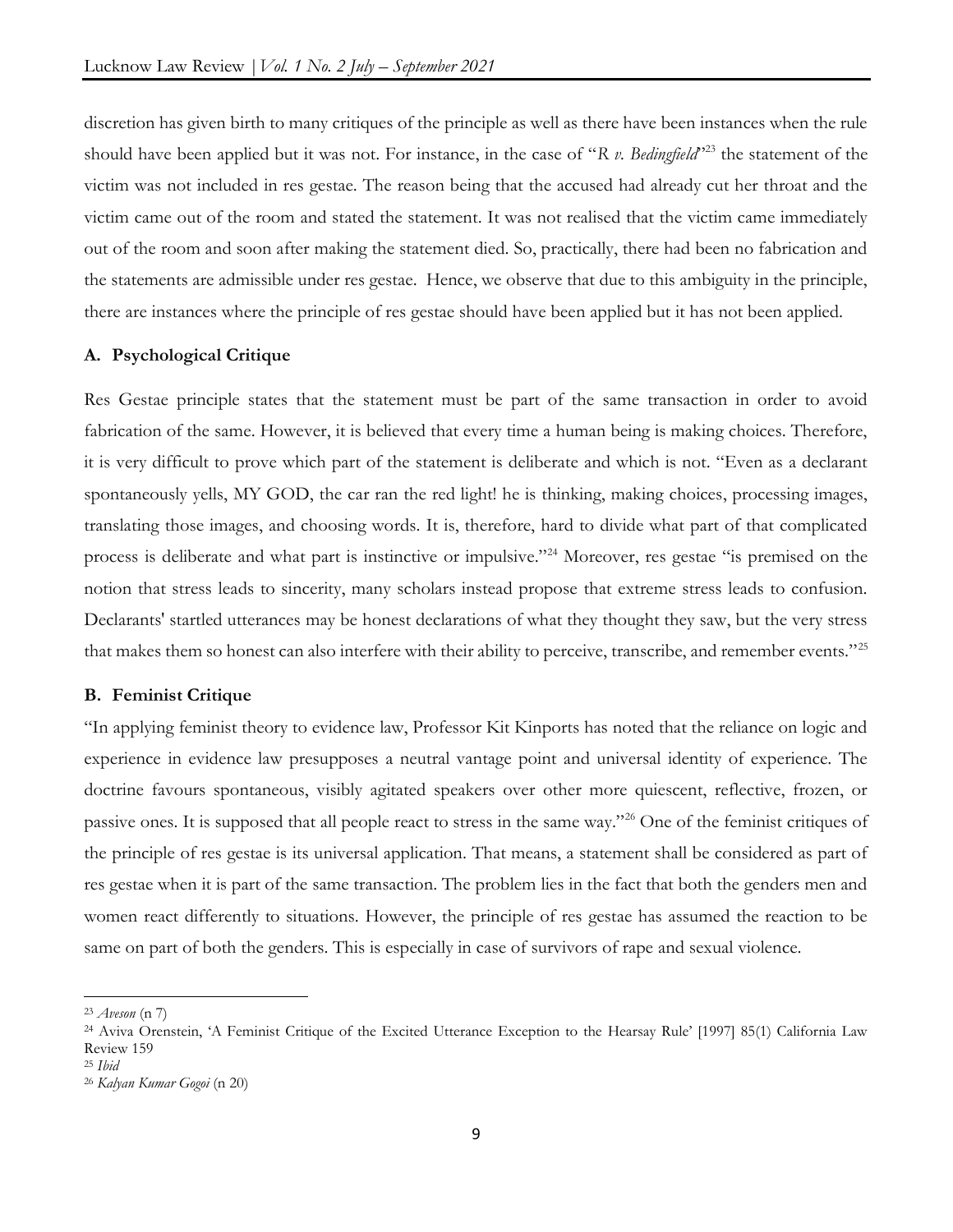discretion has given birth to many critiques of the principle as well as there have been instances when the rule should have been applied but it was not. For instance, in the case of "*R v. Bedingfield*"[23] the statement of the victim was not included in res gestae. The reason being that the accused had already cut her throat and the victim came out of the room and stated the statement. It was not realised that the victim came immediately out of the room and soon after making the statement died. So, practically, there had been no fabrication and the statements are admissible under res gestae. Hence, we observe that due to this ambiguity in the principle, there are instances where the principle of res gestae should have been applied but it has not been applied.

### A. Psychological Critique

Res Gestae principle states that the statement must be part of the same transaction in order to avoid fabrication of the same. However, it is believed that every time a human being is making choices. Therefore, it is very difficult to prove which part of the statement is deliberate and which is not. "Even as a declarant spontaneously yells, MY GOD, the car ran the red light! he is thinking, making choices, processing images, translating those images, and choosing words. It is, therefore, hard to divide what part of that complicated process is deliberate and what part is instinctive or impulsive."[24] Moreover, res gestae "is premised on the notion that stress leads to sincerity, many scholars instead propose that extreme stress leads to confusion. Declarants' startled utterances may be honest declarations of what they thought they saw, but the very stress that makes them so honest can also interfere with their ability to perceive, transcribe, and remember events."[25]

### B. Feminist Critique

"In applying feminist theory to evidence law, Professor Kit Kinports has noted that the reliance on logic and experience in evidence law presupposes a neutral vantage point and universal identity of experience. The doctrine favours spontaneous, visibly agitated speakers over other more quiescent, reflective, frozen, or passive ones. It is supposed that all people react to stress in the same way."[26] One of the feminist critiques of the principle of res gestae is its universal application. That means, a statement shall be considered as part of res gestae when it is part of the same transaction. The problem lies in the fact that both the genders men and women react differently to situations. However, the principle of res gestae has assumed the reaction to be same on part of both the genders. This is especially in case of survivors of rape and sexual violence.

---

[23] *Aveson* (n 7)

[24] Aviva Orenstein, 'A Feminist Critique of the Excited Utterance Exception to the Hearsay Rule' [1997] 85(1) California Law Review 159

[25] *Ibid*

[26] *Kalyan Kumar Gogoi* (n 20)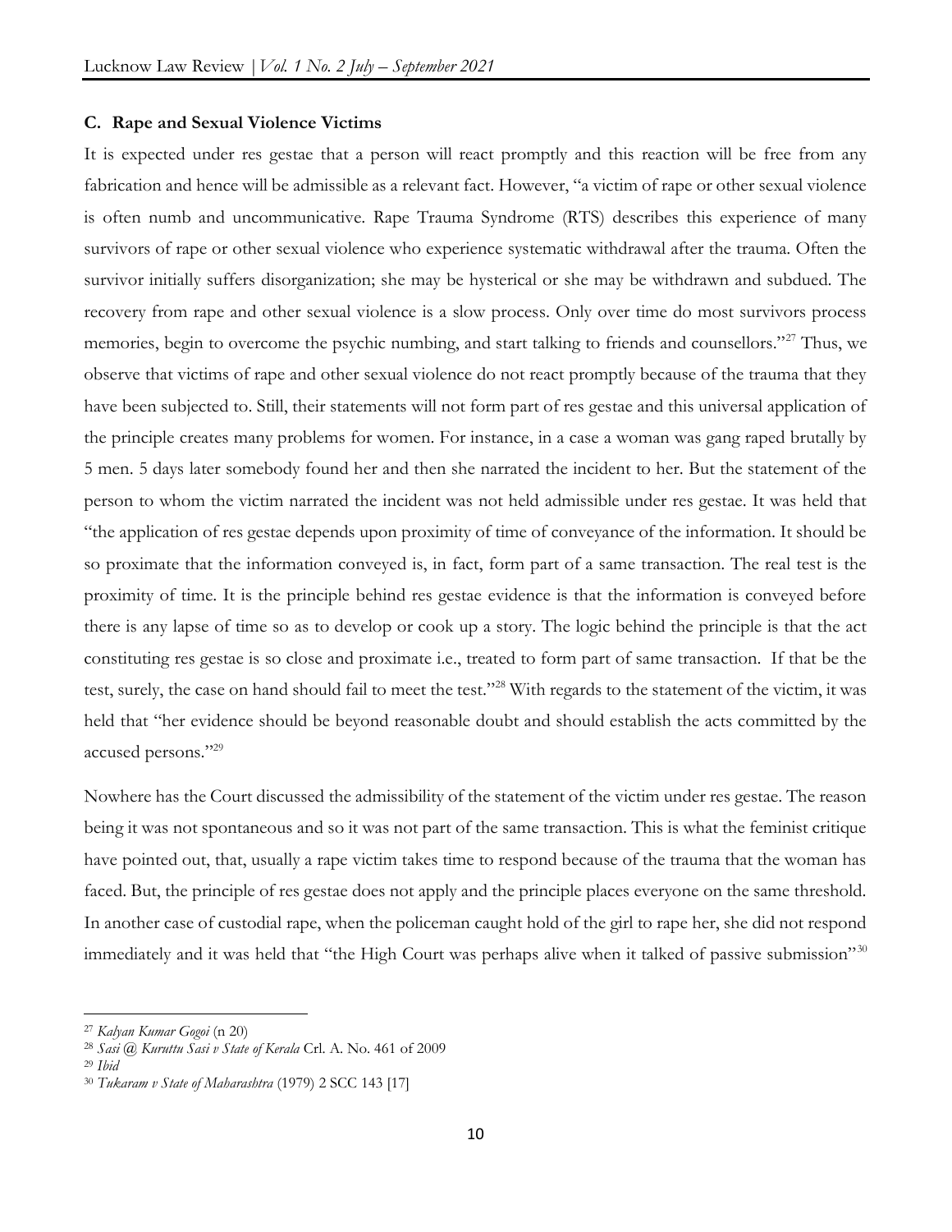### C. Rape and Sexual Violence Victims

It is expected under res gestae that a person will react promptly and this reaction will be free from any fabrication and hence will be admissible as a relevant fact. However, "a victim of rape or other sexual violence is often numb and uncommunicative. Rape Trauma Syndrome (RTS) describes this experience of many survivors of rape or other sexual violence who experience systematic withdrawal after the trauma. Often the survivor initially suffers disorganization; she may be hysterical or she may be withdrawn and subdued. The recovery from rape and other sexual violence is a slow process. Only over time do most survivors process memories, begin to overcome the psychic numbing, and start talking to friends and counsellors."[27] Thus, we observe that victims of rape and other sexual violence do not react promptly because of the trauma that they have been subjected to. Still, their statements will not form part of res gestae and this universal application of the principle creates many problems for women. For instance, in a case a woman was gang raped brutally by 5 men. 5 days later somebody found her and then she narrated the incident to her. But the statement of the person to whom the victim narrated the incident was not held admissible under res gestae. It was held that "the application of res gestae depends upon proximity of time of conveyance of the information. It should be so proximate that the information conveyed is, in fact, form part of a same transaction. The real test is the proximity of time. It is the principle behind res gestae evidence is that the information is conveyed before there is any lapse of time so as to develop or cook up a story. The logic behind the principle is that the act constituting res gestae is so close and proximate i.e., treated to form part of same transaction. If that be the test, surely, the case on hand should fail to meet the test."[28] With regards to the statement of the victim, it was held that "her evidence should be beyond reasonable doubt and should establish the acts committed by the accused persons."[29]

Nowhere has the Court discussed the admissibility of the statement of the victim under res gestae. The reason being it was not spontaneous and so it was not part of the same transaction. This is what the feminist critique have pointed out, that, usually a rape victim takes time to respond because of the trauma that the woman has faced. But, the principle of res gestae does not apply and the principle places everyone on the same threshold. In another case of custodial rape, when the policeman caught hold of the girl to rape her, she did not respond immediately and it was held that "the High Court was perhaps alive when it talked of passive submission"[30]

---

[27] *Kalyan Kumar Gogoi* (n 20)

[28] *Sasi @ Kuruttu Sasi v State of Kerala* Crl. A. No. 461 of 2009

[29] *Ibid*

[30] *Tukaram v State of Maharashtra* (1979) 2 SCC 143 [17]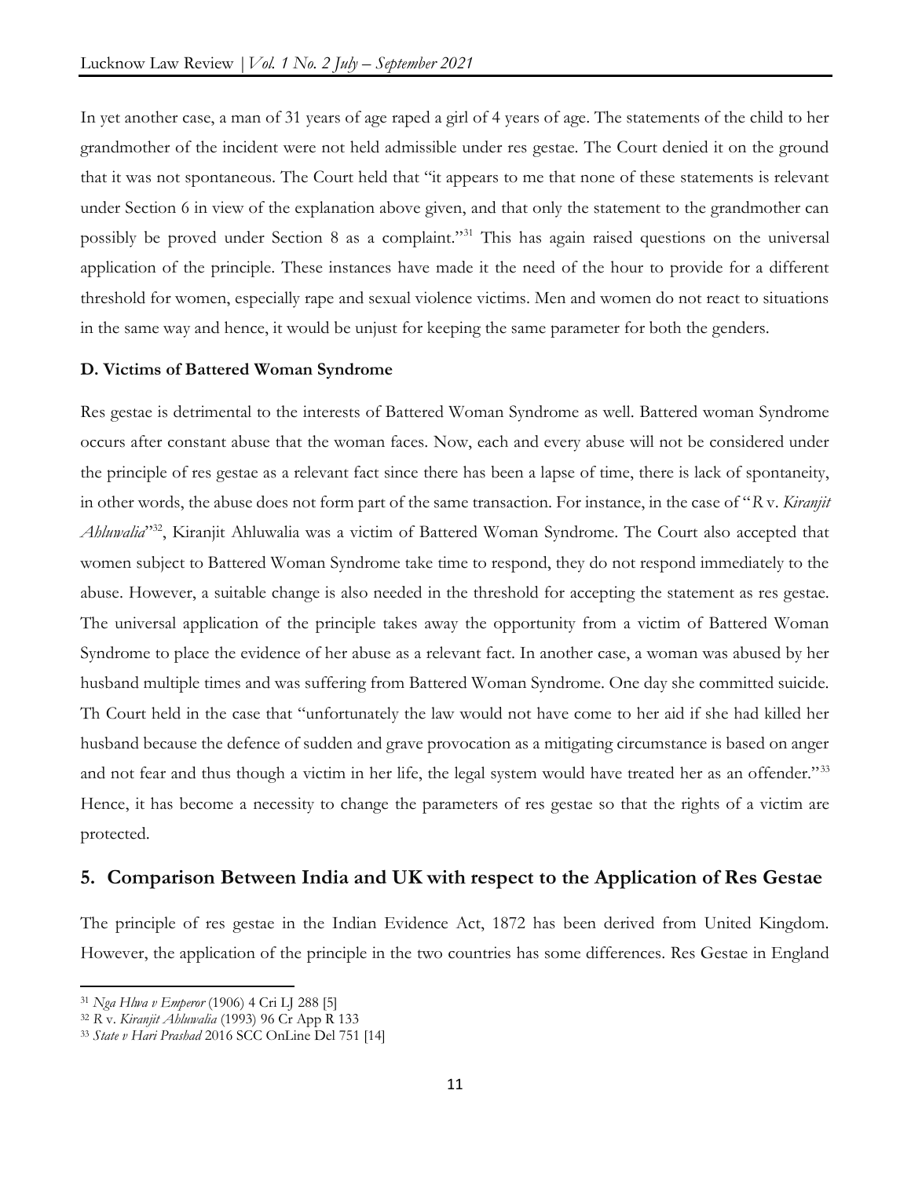In yet another case, a man of 31 years of age raped a girl of 4 years of age. The statements of the child to her grandmother of the incident were not held admissible under res gestae. The Court denied it on the ground that it was not spontaneous. The Court held that "it appears to me that none of these statements is relevant under Section 6 in view of the explanation above given, and that only the statement to the grandmother can possibly be proved under Section 8 as a complaint."[31] This has again raised questions on the universal application of the principle. These instances have made it the need of the hour to provide for a different threshold for women, especially rape and sexual violence victims. Men and women do not react to situations in the same way and hence, it would be unjust for keeping the same parameter for both the genders.

**D. Victims of Battered Woman Syndrome**

Res gestae is detrimental to the interests of Battered Woman Syndrome as well. Battered woman Syndrome occurs after constant abuse that the woman faces. Now, each and every abuse will not be considered under the principle of res gestae as a relevant fact since there has been a lapse of time, there is lack of spontaneity, in other words, the abuse does not form part of the same transaction. For instance, in the case of "*R* v. *Kiranjit Ahluwalia*"[32], Kiranjit Ahluwalia was a victim of Battered Woman Syndrome. The Court also accepted that women subject to Battered Woman Syndrome take time to respond, they do not respond immediately to the abuse. However, a suitable change is also needed in the threshold for accepting the statement as res gestae. The universal application of the principle takes away the opportunity from a victim of Battered Woman Syndrome to place the evidence of her abuse as a relevant fact. In another case, a woman was abused by her husband multiple times and was suffering from Battered Woman Syndrome. One day she committed suicide. Th Court held in the case that "unfortunately the law would not have come to her aid if she had killed her husband because the defence of sudden and grave provocation as a mitigating circumstance is based on anger and not fear and thus though a victim in her life, the legal system would have treated her as an offender."[33] Hence, it has become a necessity to change the parameters of res gestae so that the rights of a victim are protected.

## 5. Comparison Between India and UK with respect to the Application of Res Gestae

The principle of res gestae in the Indian Evidence Act, 1872 has been derived from United Kingdom. However, the application of the principle in the two countries has some differences. Res Gestae in England

---

[31] *Nga Hlwa v Emperor* (1906) 4 Cri LJ 288 [5]

[32] R v. *Kiranjit Ahluwalia* (1993) 96 Cr App R 133

[33] *State v Hari Prashad* 2016 SCC OnLine Del 751 [14]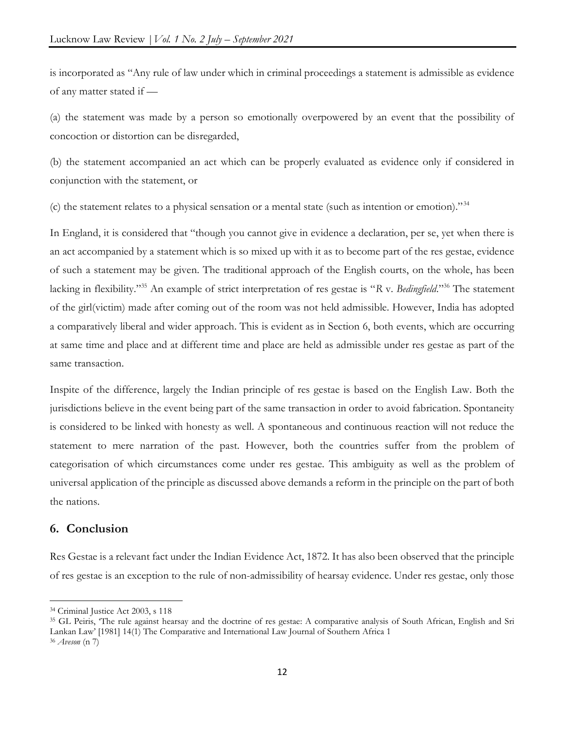is incorporated as "Any rule of law under which in criminal proceedings a statement is admissible as evidence of any matter stated if —

(a) the statement was made by a person so emotionally overpowered by an event that the possibility of concoction or distortion can be disregarded,

(b) the statement accompanied an act which can be properly evaluated as evidence only if considered in conjunction with the statement, or

(c) the statement relates to a physical sensation or a mental state (such as intention or emotion)."[34]

In England, it is considered that "though you cannot give in evidence a declaration, per se, yet when there is an act accompanied by a statement which is so mixed up with it as to become part of the res gestae, evidence of such a statement may be given. The traditional approach of the English courts, on the whole, has been lacking in flexibility."[35] An example of strict interpretation of res gestae is "*R* v. *Bedingfield*."[36] The statement of the girl(victim) made after coming out of the room was not held admissible. However, India has adopted a comparatively liberal and wider approach. This is evident as in Section 6, both events, which are occurring at same time and place and at different time and place are held as admissible under res gestae as part of the same transaction.

Inspite of the difference, largely the Indian principle of res gestae is based on the English Law. Both the jurisdictions believe in the event being part of the same transaction in order to avoid fabrication. Spontaneity is considered to be linked with honesty as well. A spontaneous and continuous reaction will not reduce the statement to mere narration of the past. However, both the countries suffer from the problem of categorisation of which circumstances come under res gestae. This ambiguity as well as the problem of universal application of the principle as discussed above demands a reform in the principle on the part of both the nations.

## 6. Conclusion

Res Gestae is a relevant fact under the Indian Evidence Act, 1872. It has also been observed that the principle of res gestae is an exception to the rule of non-admissibility of hearsay evidence. Under res gestae, only those

---

[34] Criminal Justice Act 2003, s 118

[35] GL Peiris, 'The rule against hearsay and the doctrine of res gestae: A comparative analysis of South African, English and Sri Lankan Law' [1981] 14(1) The Comparative and International Law Journal of Southern Africa 1

[36] *Aveson* (n 7)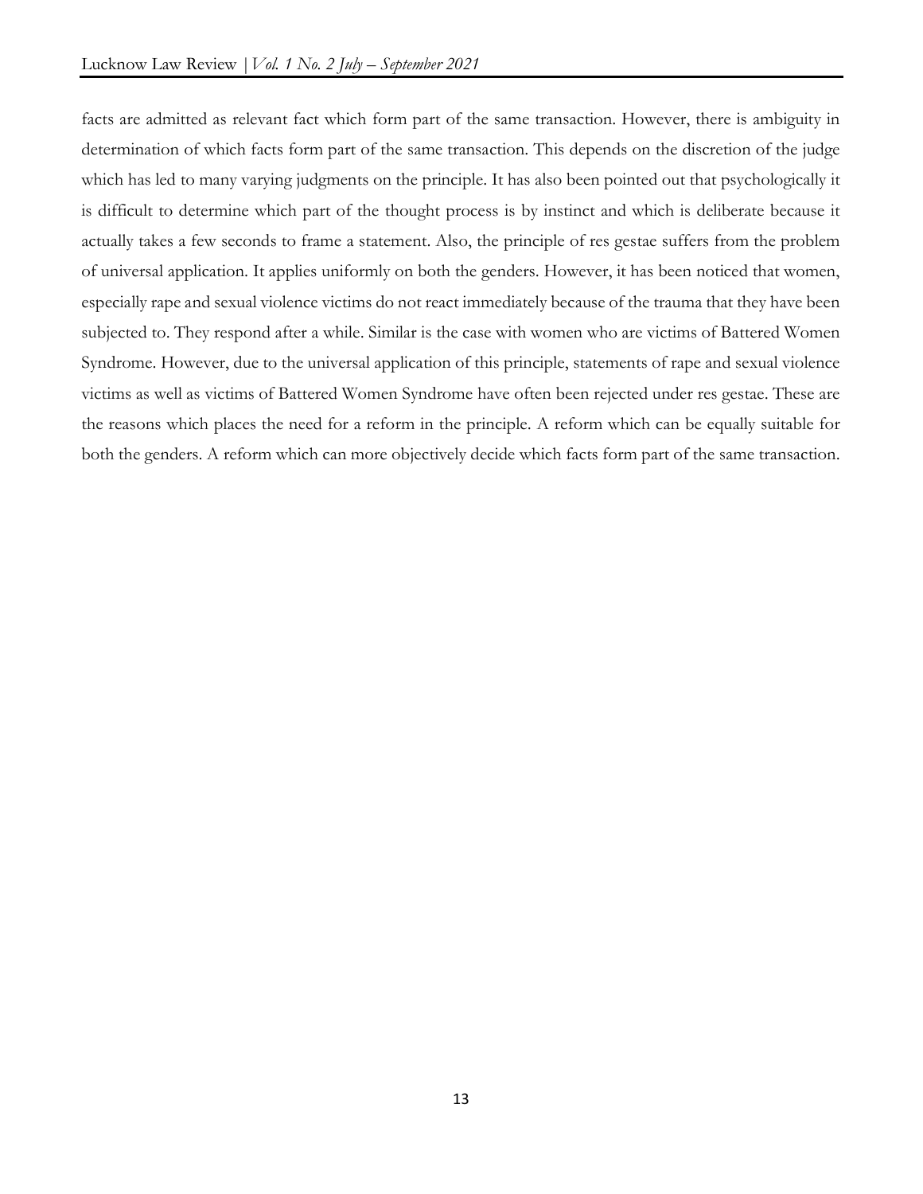facts are admitted as relevant fact which form part of the same transaction. However, there is ambiguity in determination of which facts form part of the same transaction. This depends on the discretion of the judge which has led to many varying judgments on the principle. It has also been pointed out that psychologically it is difficult to determine which part of the thought process is by instinct and which is deliberate because it actually takes a few seconds to frame a statement. Also, the principle of res gestae suffers from the problem of universal application. It applies uniformly on both the genders. However, it has been noticed that women, especially rape and sexual violence victims do not react immediately because of the trauma that they have been subjected to. They respond after a while. Similar is the case with women who are victims of Battered Women Syndrome. However, due to the universal application of this principle, statements of rape and sexual violence victims as well as victims of Battered Women Syndrome have often been rejected under res gestae. These are the reasons which places the need for a reform in the principle. A reform which can be equally suitable for both the genders. A reform which can more objectively decide which facts form part of the same transaction.